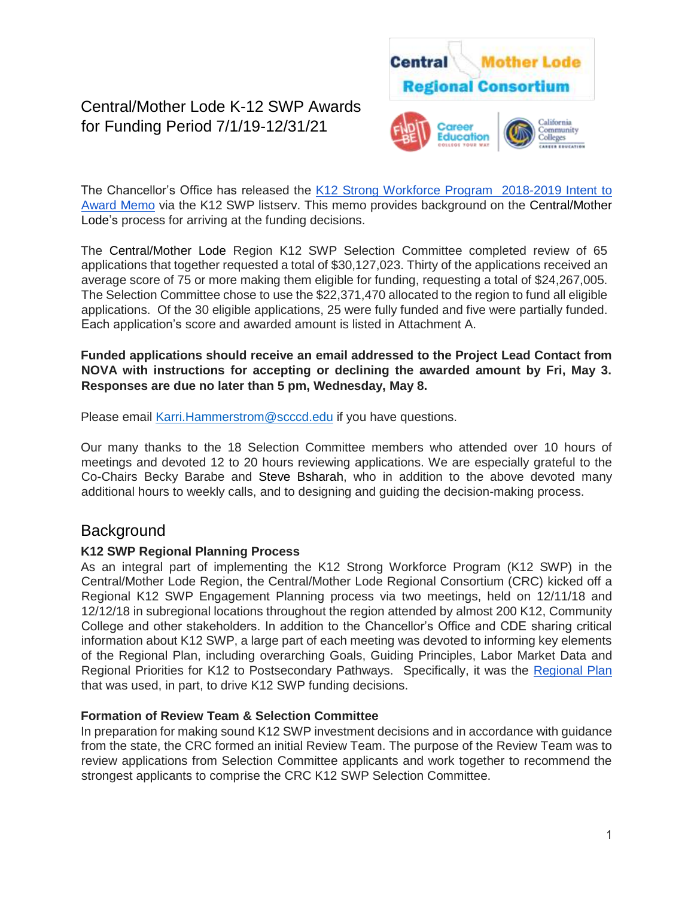# Central/Mother Lode K-12 SWP Awards for Funding Period 7/1/19-12/31/21

The Chancellor's Office has released the K12 Strong Workforce Program 2018-2019 Intent to Award Memo via the K12 SWP listserv. This memo provides background on the Central/Mother Lode's process for arriving at the funding decisions.

The Central/Mother Lode Region K12 SWP Selection Committee completed review of 65 applications that together requested a total of $30,127,023. Thirty of the applications received an average score of 75 or more making them eligible for funding, requesting a total of $24,267,005. The Selection Committee chose to use the $22,371,470 allocated to the region to fund all eligible applications. Of the 30 eligible applications, 25 were fully funded and five were partially funded. Each application's score and awarded amount is listed in Attachment A.

**Funded applications should receive an email addressed to the Project Lead Contact from NOVA with instructions for accepting or declining the awarded amount by Fri, May 3. Responses are due no later than 5 pm, Wednesday, May 8.**

Please email Karri.Hammerstrom@scccd.edu if you have questions.

Our many thanks to the 18 Selection Committee members who attended over 10 hours of meetings and devoted 12 to 20 hours reviewing applications. We are especially grateful to the Co-Chairs Becky Barabe and Steve Bsharah, who in addition to the above devoted many additional hours to weekly calls, and to designing and guiding the decision-making process.

## Background

### K12 SWP Regional Planning Process

As an integral part of implementing the K12 Strong Workforce Program (K12 SWP) in the Central/Mother Lode Region, the Central/Mother Lode Regional Consortium (CRC) kicked off a Regional K12 SWP Engagement Planning process via two meetings, held on 12/11/18 and 12/12/18 in subregional locations throughout the region attended by almost 200 K12, Community College and other stakeholders. In addition to the Chancellor's Office and CDE sharing critical information about K12 SWP, a large part of each meeting was devoted to informing key elements of the Regional Plan, including overarching Goals, Guiding Principles, Labor Market Data and Regional Priorities for K12 to Postsecondary Pathways. Specifically, it was the Regional Plan that was used, in part, to drive K12 SWP funding decisions.

### Formation of Review Team & Selection Committee

In preparation for making sound K12 SWP investment decisions and in accordance with guidance from the state, the CRC formed an initial Review Team. The purpose of the Review Team was to review applications from Selection Committee applicants and work together to recommend the strongest applicants to comprise the CRC K12 SWP Selection Committee.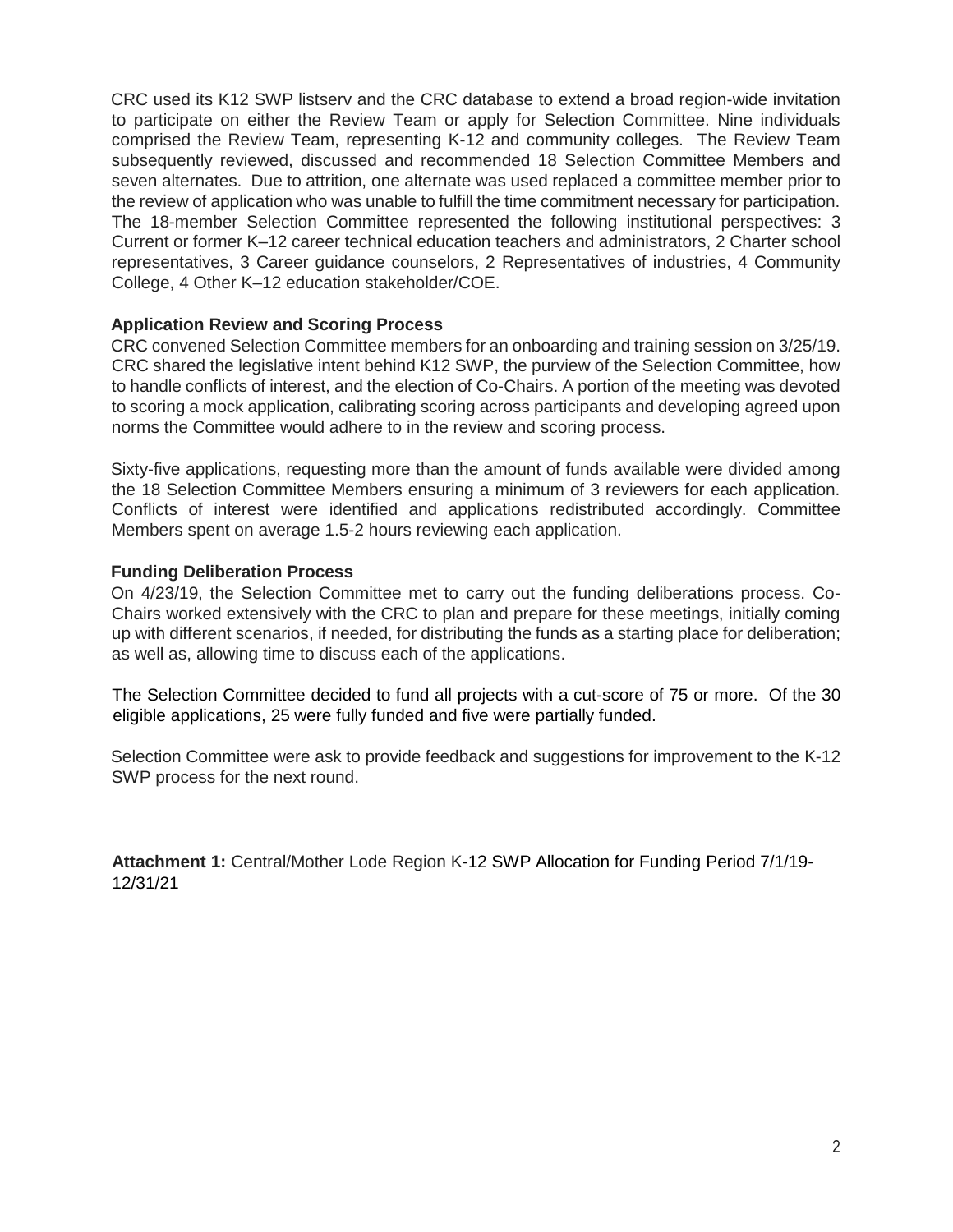CRC used its K12 SWP listserv and the CRC database to extend a broad region-wide invitation to participate on either the Review Team or apply for Selection Committee. Nine individuals comprised the Review Team, representing K-12 and community colleges. The Review Team subsequently reviewed, discussed and recommended 18 Selection Committee Members and seven alternates. Due to attrition, one alternate was used replaced a committee member prior to the review of application who was unable to fulfill the time commitment necessary for participation. The 18-member Selection Committee represented the following institutional perspectives: 3 Current or former K–12 career technical education teachers and administrators, 2 Charter school representatives, 3 Career guidance counselors, 2 Representatives of industries, 4 Community College, 4 Other K–12 education stakeholder/COE.

### Application Review and Scoring Process

CRC convened Selection Committee members for an onboarding and training session on 3/25/19. CRC shared the legislative intent behind K12 SWP, the purview of the Selection Committee, how to handle conflicts of interest, and the election of Co-Chairs. A portion of the meeting was devoted to scoring a mock application, calibrating scoring across participants and developing agreed upon norms the Committee would adhere to in the review and scoring process.

Sixty-five applications, requesting more than the amount of funds available were divided among the 18 Selection Committee Members ensuring a minimum of 3 reviewers for each application. Conflicts of interest were identified and applications redistributed accordingly. Committee Members spent on average 1.5-2 hours reviewing each application.

### Funding Deliberation Process

On 4/23/19, the Selection Committee met to carry out the funding deliberations process. Co-Chairs worked extensively with the CRC to plan and prepare for these meetings, initially coming up with different scenarios, if needed, for distributing the funds as a starting place for deliberation; as well as, allowing time to discuss each of the applications.

The Selection Committee decided to fund all projects with a cut-score of 75 or more. Of the 30 eligible applications, 25 were fully funded and five were partially funded.

Selection Committee were ask to provide feedback and suggestions for improvement to the K-12 SWP process for the next round.

**Attachment 1:** Central/Mother Lode Region K-12 SWP Allocation for Funding Period 7/1/19-12/31/21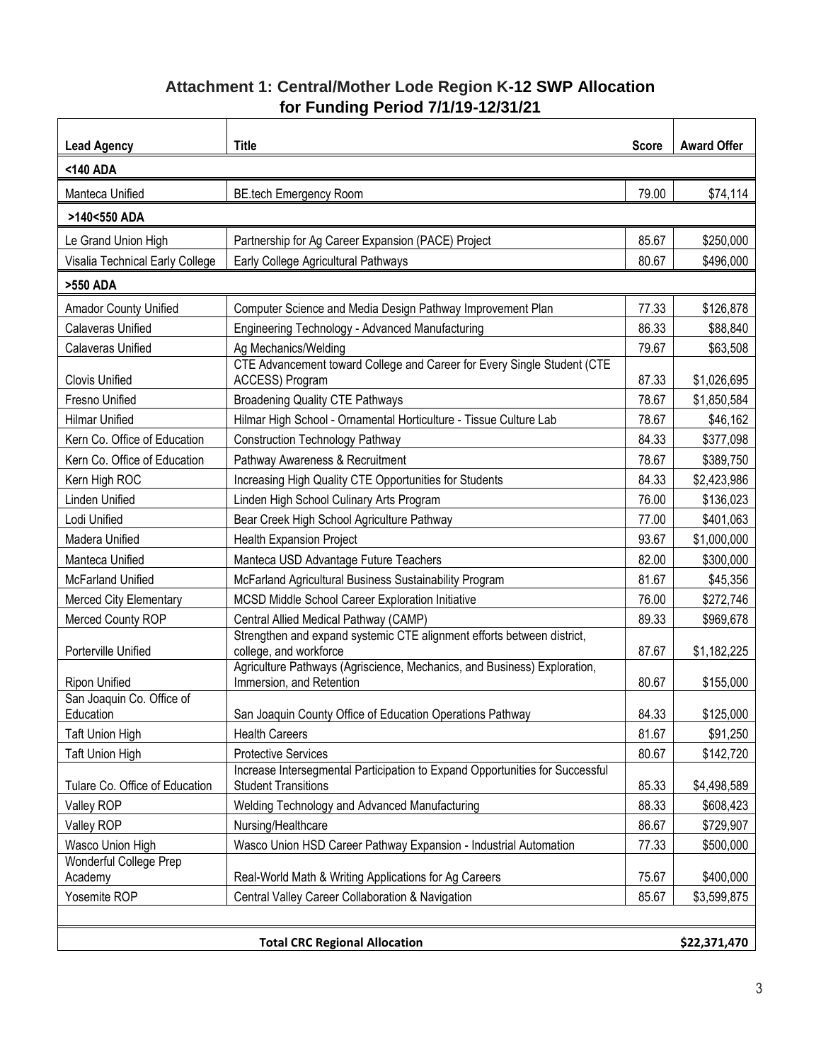# Attachment 1: Central/Mother Lode Region K-12 SWP Allocation for Funding Period 7/1/19-12/31/21

| Lead Agency | Title | Score | Award Offer |
|---|---|---|---|
| **<140 ADA** | | | |
| Manteca Unified | BE.tech Emergency Room | 79.00 | $74,114 |
| **>140<550 ADA** | | | |
| Le Grand Union High | Partnership for Ag Career Expansion (PACE) Project | 85.67 | $250,000 |
| Visalia Technical Early College | Early College Agricultural Pathways | 80.67 | $496,000 |
| **>550 ADA** | | | |
| Amador County Unified | Computer Science and Media Design Pathway Improvement Plan | 77.33 | $126,878 |
| Calaveras Unified | Engineering Technology - Advanced Manufacturing | 86.33 | $88,840 |
| Calaveras Unified | Ag Mechanics/Welding | 79.67 | $63,508 |
| Clovis Unified | CTE Advancement toward College and Career for Every Single Student (CTE ACCESS) Program | 87.33 | $1,026,695 |
| Fresno Unified | Broadening Quality CTE Pathways | 78.67 | $1,850,584 |
| Hilmar Unified | Hilmar High School - Ornamental Horticulture - Tissue Culture Lab | 78.67 | $46,162 |
| Kern Co. Office of Education | Construction Technology Pathway | 84.33 | $377,098 |
| Kern Co. Office of Education | Pathway Awareness & Recruitment | 78.67 | $389,750 |
| Kern High ROC | Increasing High Quality CTE Opportunities for Students | 84.33 | $2,423,986 |
| Linden Unified | Linden High School Culinary Arts Program | 76.00 | $136,023 |
| Lodi Unified | Bear Creek High School Agriculture Pathway | 77.00 | $401,063 |
| Madera Unified | Health Expansion Project | 93.67 | $1,000,000 |
| Manteca Unified | Manteca USD Advantage Future Teachers | 82.00 | $300,000 |
| McFarland Unified | McFarland Agricultural Business Sustainability Program | 81.67 | $45,356 |
| Merced City Elementary | MCSD Middle School Career Exploration Initiative | 76.00 | $272,746 |
| Merced County ROP | Central Allied Medical Pathway (CAMP) | 89.33 | $969,678 |
| Porterville Unified | Strengthen and expand systemic CTE alignment efforts between district, college, and workforce | 87.67 | $1,182,225 |
| Ripon Unified | Agriculture Pathways (Agriscience, Mechanics, and Business) Exploration, Immersion, and Retention | 80.67 | $155,000 |
| San Joaquin Co. Office of Education | San Joaquin County Office of Education Operations Pathway | 84.33 | $125,000 |
| Taft Union High | Health Careers | 81.67 | $91,250 |
| Taft Union High | Protective Services | 80.67 | $142,720 |
| Tulare Co. Office of Education | Increase Intersegmental Participation to Expand Opportunities for Successful Student Transitions | 85.33 | $4,498,589 |
| Valley ROP | Welding Technology and Advanced Manufacturing | 88.33 | $608,423 |
| Valley ROP | Nursing/Healthcare | 86.67 | $729,907 |
| Wasco Union High | Wasco Union HSD Career Pathway Expansion - Industrial Automation | 77.33 | $500,000 |
| Wonderful College Prep Academy | Real-World Math & Writing Applications for Ag Careers | 75.67 | $400,000 |
| Yosemite ROP | Central Valley Career Collaboration & Navigation | 85.67 | $3,599,875 |
| | | | |
| | **Total CRC Regional Allocation** | | **$22,371,470** |